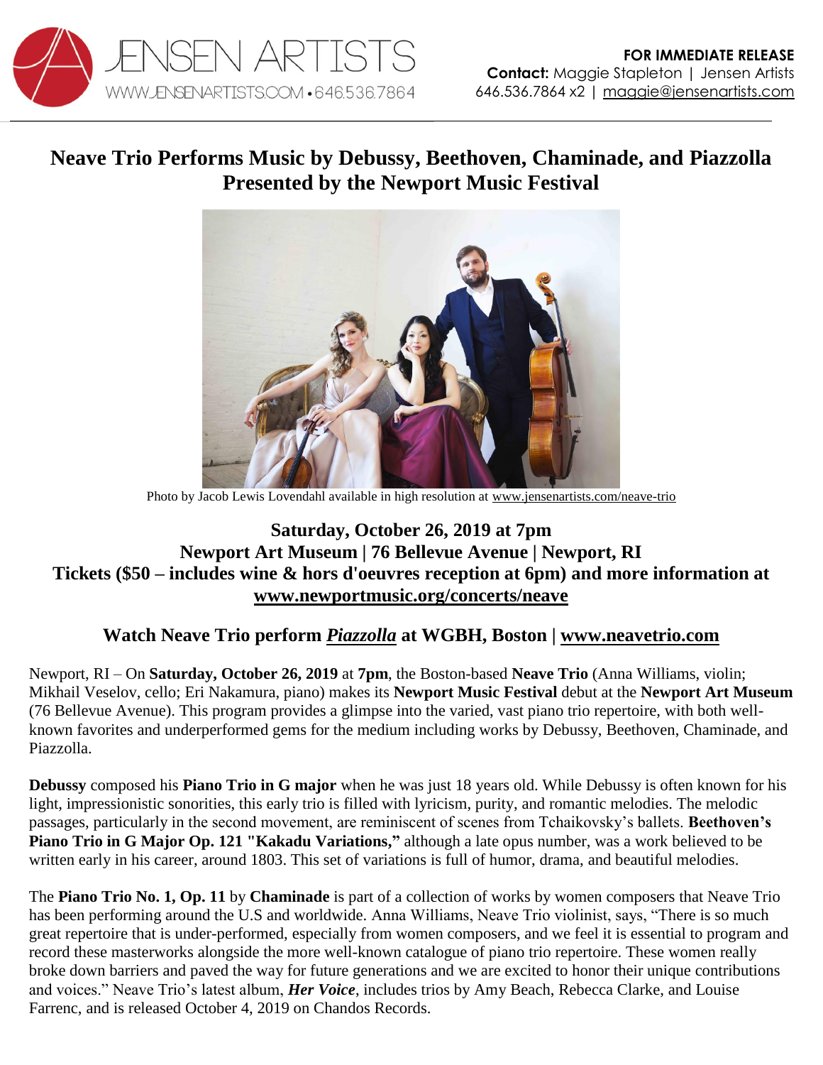JENSEN ARTISTS
WWW.JENSENARTISTS.COM • 646.536.7864

**FOR IMMEDIATE RELEASE**
**Contact:** Maggie Stapleton | Jensen Artists
646.536.7864 x2 | maggie@jensenartists.com

# Neave Trio Performs Music by Debussy, Beethoven, Chaminade, and Piazzolla Presented by the Newport Music Festival

Photo by Jacob Lewis Lovendahl available in high resolution at www.jensenartists.com/neave-trio

## Saturday, October 26, 2019 at 7pm
## Newport Art Museum | 76 Bellevue Avenue | Newport, RI
## Tickets ($50 – includes wine & hors d'oeuvres reception at 6pm) and more information at www.newportmusic.org/concerts/neave

## Watch Neave Trio perform *Piazzolla* at WGBH, Boston | www.neavetrio.com

Newport, RI – On **Saturday, October 26, 2019** at **7pm**, the Boston-based **Neave Trio** (Anna Williams, violin; Mikhail Veselov, cello; Eri Nakamura, piano) makes its **Newport Music Festival** debut at the **Newport Art Museum** (76 Bellevue Avenue). This program provides a glimpse into the varied, vast piano trio repertoire, with both well-known favorites and underperformed gems for the medium including works by Debussy, Beethoven, Chaminade, and Piazzolla.

**Debussy** composed his **Piano Trio in G major** when he was just 18 years old. While Debussy is often known for his light, impressionistic sonorities, this early trio is filled with lyricism, purity, and romantic melodies. The melodic passages, particularly in the second movement, are reminiscent of scenes from Tchaikovsky's ballets. **Beethoven's Piano Trio in G Major Op. 121 "Kakadu Variations,"** although a late opus number, was a work believed to be written early in his career, around 1803. This set of variations is full of humor, drama, and beautiful melodies.

The **Piano Trio No. 1, Op. 11** by **Chaminade** is part of a collection of works by women composers that Neave Trio has been performing around the U.S and worldwide. Anna Williams, Neave Trio violinist, says, "There is so much great repertoire that is under-performed, especially from women composers, and we feel it is essential to program and record these masterworks alongside the more well-known catalogue of piano trio repertoire. These women really broke down barriers and paved the way for future generations and we are excited to honor their unique contributions and voices." Neave Trio's latest album, ***Her Voice***, includes trios by Amy Beach, Rebecca Clarke, and Louise Farrenc, and is released October 4, 2019 on Chandos Records.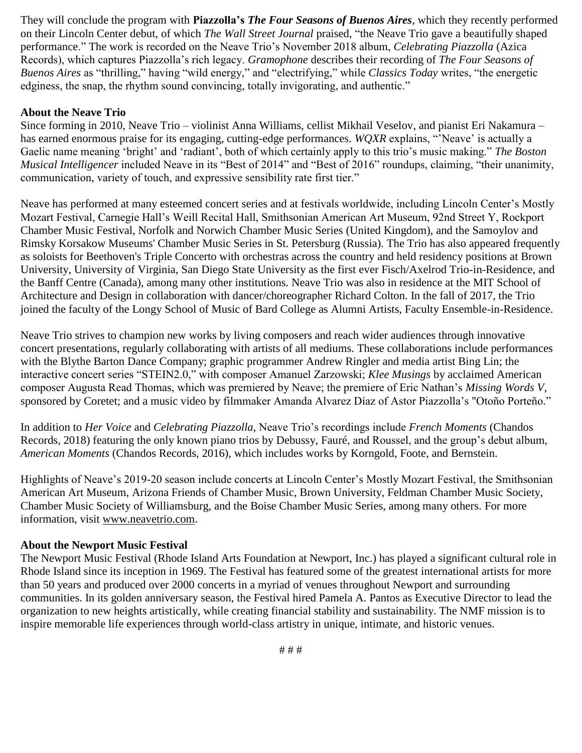They will conclude the program with **Piazzolla's *The Four Seasons of Buenos Aires***, which they recently performed on their Lincoln Center debut, of which *The Wall Street Journal* praised, "the Neave Trio gave a beautifully shaped performance." The work is recorded on the Neave Trio's November 2018 album, *Celebrating Piazzolla* (Azica Records), which captures Piazzolla's rich legacy. *Gramophone* describes their recording of *The Four Seasons of Buenos Aires* as "thrilling," having "wild energy," and "electrifying," while *Classics Today* writes, "the energetic edginess, the snap, the rhythm sound convincing, totally invigorating, and authentic."

**About the Neave Trio**

Since forming in 2010, Neave Trio – violinist Anna Williams, cellist Mikhail Veselov, and pianist Eri Nakamura – has earned enormous praise for its engaging, cutting-edge performances. *WQXR* explains, "'Neave' is actually a Gaelic name meaning 'bright' and 'radiant', both of which certainly apply to this trio's music making." *The Boston Musical Intelligencer* included Neave in its "Best of 2014" and "Best of 2016" roundups, claiming, "their unanimity, communication, variety of touch, and expressive sensibility rate first tier."

Neave has performed at many esteemed concert series and at festivals worldwide, including Lincoln Center's Mostly Mozart Festival, Carnegie Hall's Weill Recital Hall, Smithsonian American Art Museum, 92nd Street Y, Rockport Chamber Music Festival, Norfolk and Norwich Chamber Music Series (United Kingdom), and the Samoylov and Rimsky Korsakow Museums' Chamber Music Series in St. Petersburg (Russia). The Trio has also appeared frequently as soloists for Beethoven's Triple Concerto with orchestras across the country and held residency positions at Brown University, University of Virginia, San Diego State University as the first ever Fisch/Axelrod Trio-in-Residence, and the Banff Centre (Canada), among many other institutions. Neave Trio was also in residence at the MIT School of Architecture and Design in collaboration with dancer/choreographer Richard Colton. In the fall of 2017, the Trio joined the faculty of the Longy School of Music of Bard College as Alumni Artists, Faculty Ensemble-in-Residence.

Neave Trio strives to champion new works by living composers and reach wider audiences through innovative concert presentations, regularly collaborating with artists of all mediums. These collaborations include performances with the Blythe Barton Dance Company; graphic programmer Andrew Ringler and media artist Bing Lin; the interactive concert series "STEIN2.0," with composer Amanuel Zarzowski; *Klee Musings* by acclaimed American composer Augusta Read Thomas, which was premiered by Neave; the premiere of Eric Nathan's *Missing Words V*, sponsored by Coretet; and a music video by filmmaker Amanda Alvarez Díaz of Astor Piazzolla's "Otoño Porteño."

In addition to *Her Voice* and *Celebrating Piazzolla,* Neave Trio's recordings include *French Moments* (Chandos Records, 2018) featuring the only known piano trios by Debussy, Fauré, and Roussel, and the group's debut album, *American Moments* (Chandos Records, 2016), which includes works by Korngold, Foote, and Bernstein.

Highlights of Neave's 2019-20 season include concerts at Lincoln Center's Mostly Mozart Festival, the Smithsonian American Art Museum, Arizona Friends of Chamber Music, Brown University, Feldman Chamber Music Society, Chamber Music Society of Williamsburg, and the Boise Chamber Music Series, among many others. For more information, visit www.neavetrio.com.

**About the Newport Music Festival**

The Newport Music Festival (Rhode Island Arts Foundation at Newport, Inc.) has played a significant cultural role in Rhode Island since its inception in 1969. The Festival has featured some of the greatest international artists for more than 50 years and produced over 2000 concerts in a myriad of venues throughout Newport and surrounding communities. In its golden anniversary season, the Festival hired Pamela A. Pantos as Executive Director to lead the organization to new heights artistically, while creating financial stability and sustainability. The NMF mission is to inspire memorable life experiences through world-class artistry in unique, intimate, and historic venues.

# # #